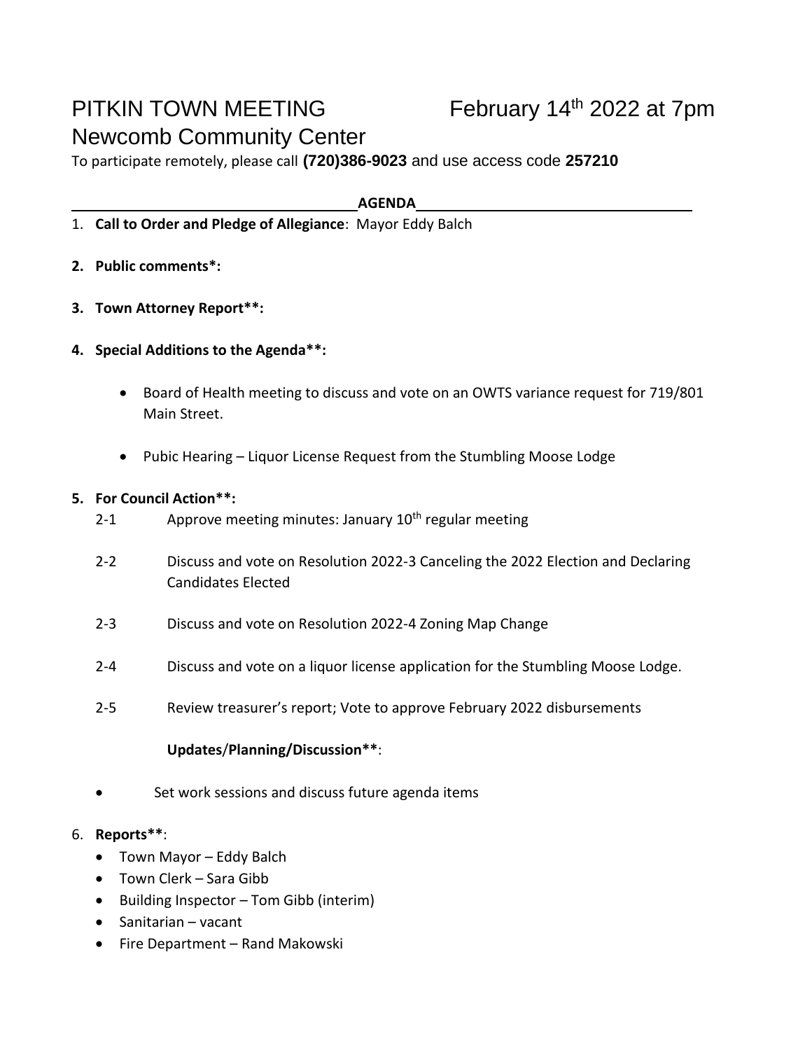# PITKIN TOWN MEETING February 14th 2022 at 7pm

## Newcomb Community Center

To participate remotely, please call **(720)386-9023** and use access code **257210**

**AGENDA**

1. **Call to Order and Pledge of Allegiance**: Mayor Eddy Balch

2. **Public comments*:**

3. **Town Attorney Report**:**

4. **Special Additions to the Agenda**:**

   - Board of Health meeting to discuss and vote on an OWTS variance request for 719/801 Main Street.

   - Pubic Hearing – Liquor License Request from the Stumbling Moose Lodge

5. **For Council Action**:**

   2-1 Approve meeting minutes: January 10th regular meeting

   2-2 Discuss and vote on Resolution 2022-3 Canceling the 2022 Election and Declaring Candidates Elected

   2-3 Discuss and vote on Resolution 2022-4 Zoning Map Change

   2-4 Discuss and vote on a liquor license application for the Stumbling Moose Lodge.

   2-5 Review treasurer's report; Vote to approve February 2022 disbursements

   **Updates/Planning/Discussion****:

   - Set work sessions and discuss future agenda items

6. **Reports****:
   - Town Mayor – Eddy Balch
   - Town Clerk – Sara Gibb
   - Building Inspector – Tom Gibb (interim)
   - Sanitarian – vacant
   - Fire Department – Rand Makowski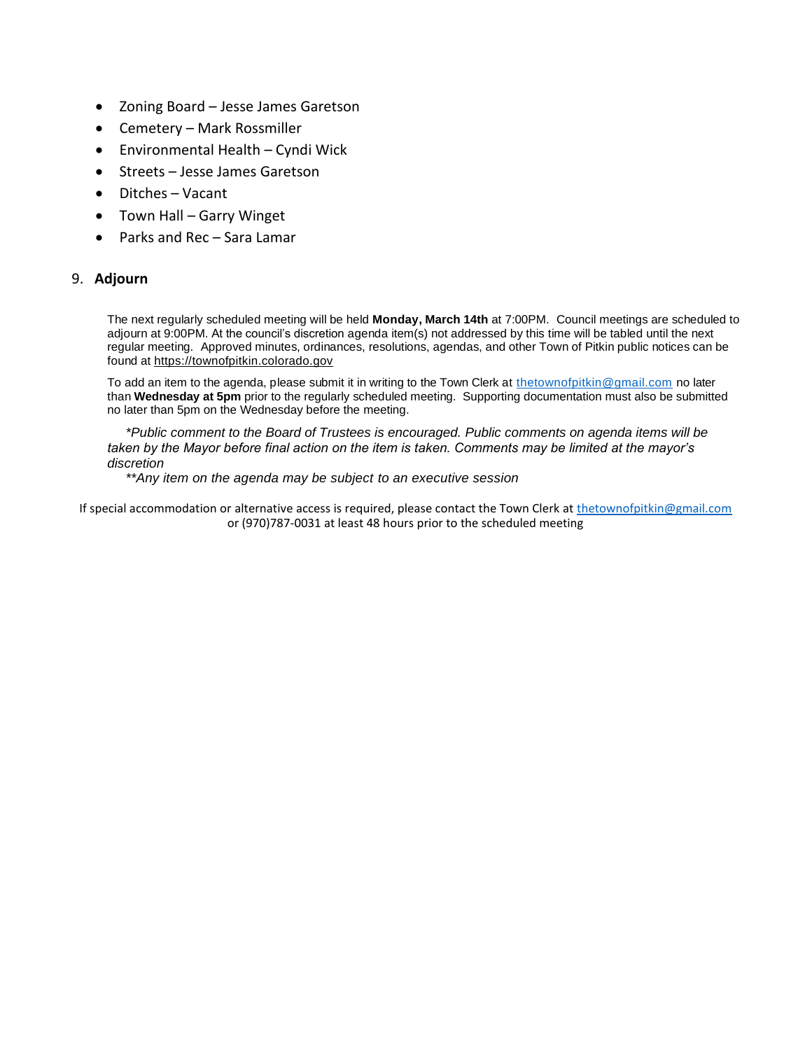- Zoning Board – Jesse James Garetson
- Cemetery – Mark Rossmiller
- Environmental Health – Cyndi Wick
- Streets – Jesse James Garetson
- Ditches – Vacant
- Town Hall – Garry Winget
- Parks and Rec – Sara Lamar

9. **Adjourn**

The next regularly scheduled meeting will be held **Monday, March 14th** at 7:00PM. Council meetings are scheduled to adjourn at 9:00PM. At the council's discretion agenda item(s) not addressed by this time will be tabled until the next regular meeting. Approved minutes, ordinances, resolutions, agendas, and other Town of Pitkin public notices can be found at https://townofpitkin.colorado.gov

To add an item to the agenda, please submit it in writing to the Town Clerk at thetownofpitkin@gmail.com no later than **Wednesday at 5pm** prior to the regularly scheduled meeting. Supporting documentation must also be submitted no later than 5pm on the Wednesday before the meeting.

*\*Public comment to the Board of Trustees is encouraged. Public comments on agenda items will be taken by the Mayor before final action on the item is taken. Comments may be limited at the mayor's discretion*

*\*\*Any item on the agenda may be subject to an executive session*

If special accommodation or alternative access is required, please contact the Town Clerk at thetownofpitkin@gmail.com or (970)787-0031 at least 48 hours prior to the scheduled meeting